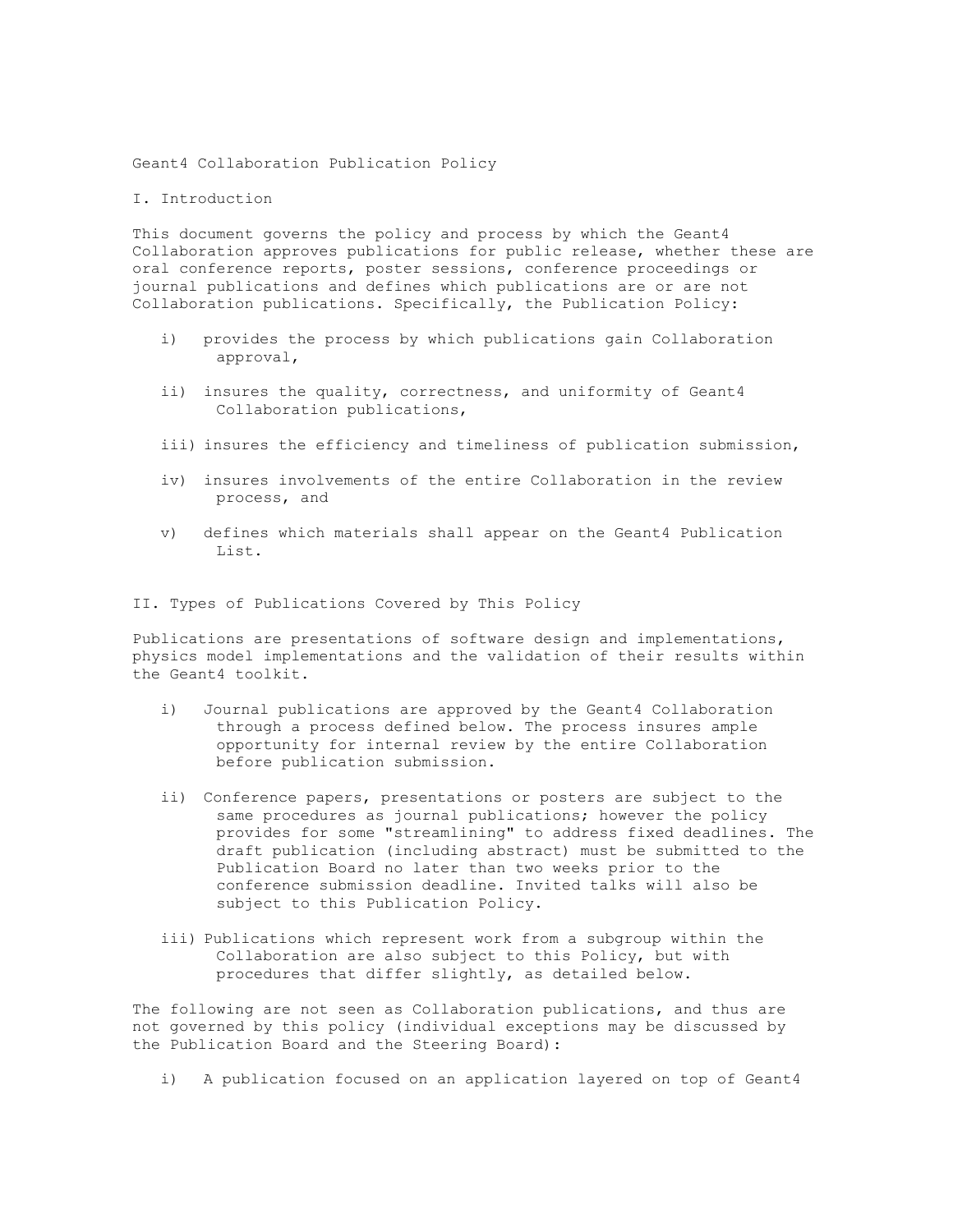# Geant4 Collaboration Publication Policy

## I. Introduction

This document governs the policy and process by which the Geant4 Collaboration approves publications for public release, whether these are oral conference reports, poster sessions, conference proceedings or journal publications and defines which publications are or are not Collaboration publications. Specifically, the Publication Policy:

i) provides the process by which publications gain Collaboration approval,

ii) insures the quality, correctness, and uniformity of Geant4 Collaboration publications,

iii) insures the efficiency and timeliness of publication submission,

iv) insures involvements of the entire Collaboration in the review process, and

v) defines which materials shall appear on the Geant4 Publication List.

## II. Types of Publications Covered by This Policy

Publications are presentations of software design and implementations, physics model implementations and the validation of their results within the Geant4 toolkit.

i) Journal publications are approved by the Geant4 Collaboration through a process defined below. The process insures ample opportunity for internal review by the entire Collaboration before publication submission.

ii) Conference papers, presentations or posters are subject to the same procedures as journal publications; however the policy provides for some "streamlining" to address fixed deadlines. The draft publication (including abstract) must be submitted to the Publication Board no later than two weeks prior to the conference submission deadline. Invited talks will also be subject to this Publication Policy.

iii) Publications which represent work from a subgroup within the Collaboration are also subject to this Policy, but with procedures that differ slightly, as detailed below.

The following are not seen as Collaboration publications, and thus are not governed by this policy (individual exceptions may be discussed by the Publication Board and the Steering Board):

i) A publication focused on an application layered on top of Geant4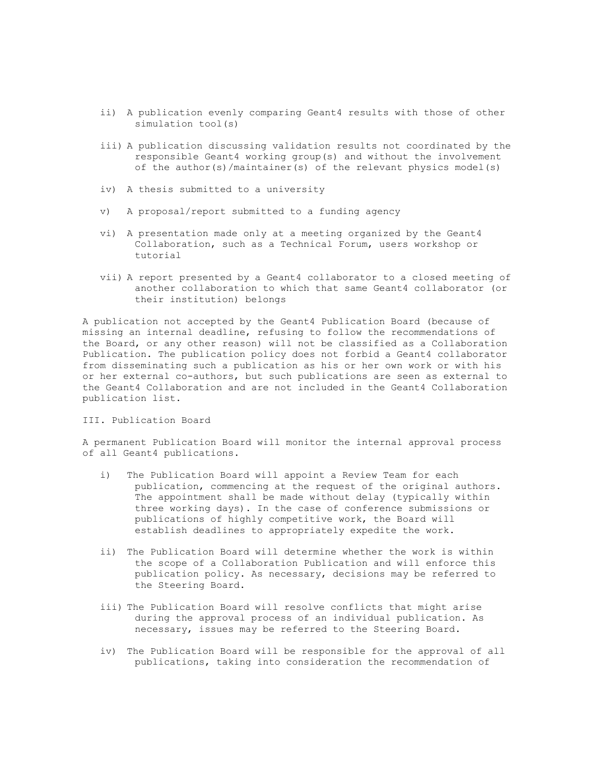ii) A publication evenly comparing Geant4 results with those of other simulation tool(s)

iii) A publication discussing validation results not coordinated by the responsible Geant4 working group(s) and without the involvement of the author(s)/maintainer(s) of the relevant physics model(s)

iv) A thesis submitted to a university

v) A proposal/report submitted to a funding agency

vi) A presentation made only at a meeting organized by the Geant4 Collaboration, such as a Technical Forum, users workshop or tutorial

vii) A report presented by a Geant4 collaborator to a closed meeting of another collaboration to which that same Geant4 collaborator (or their institution) belongs

A publication not accepted by the Geant4 Publication Board (because of missing an internal deadline, refusing to follow the recommendations of the Board, or any other reason) will not be classified as a Collaboration Publication. The publication policy does not forbid a Geant4 collaborator from disseminating such a publication as his or her own work or with his or her external co-authors, but such publications are seen as external to the Geant4 Collaboration and are not included in the Geant4 Collaboration publication list.

## III. Publication Board

A permanent Publication Board will monitor the internal approval process of all Geant4 publications.

i) The Publication Board will appoint a Review Team for each publication, commencing at the request of the original authors. The appointment shall be made without delay (typically within three working days). In the case of conference submissions or publications of highly competitive work, the Board will establish deadlines to appropriately expedite the work.

ii) The Publication Board will determine whether the work is within the scope of a Collaboration Publication and will enforce this publication policy. As necessary, decisions may be referred to the Steering Board.

iii) The Publication Board will resolve conflicts that might arise during the approval process of an individual publication. As necessary, issues may be referred to the Steering Board.

iv) The Publication Board will be responsible for the approval of all publications, taking into consideration the recommendation of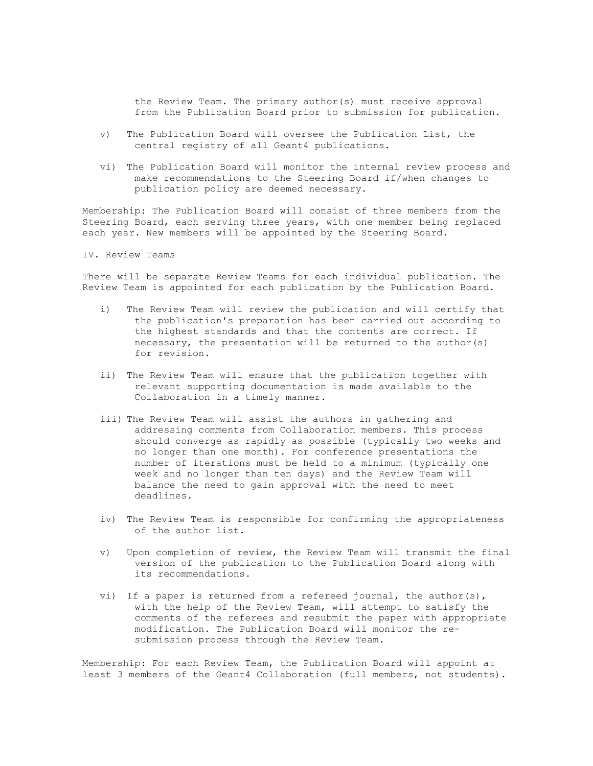the Review Team. The primary author(s) must receive approval from the Publication Board prior to submission for publication.

v) The Publication Board will oversee the Publication List, the central registry of all Geant4 publications.

vi) The Publication Board will monitor the internal review process and make recommendations to the Steering Board if/when changes to publication policy are deemed necessary.

Membership: The Publication Board will consist of three members from the Steering Board, each serving three years, with one member being replaced each year. New members will be appointed by the Steering Board.

## IV. Review Teams

There will be separate Review Teams for each individual publication. The Review Team is appointed for each publication by the Publication Board.

i) The Review Team will review the publication and will certify that the publication's preparation has been carried out according to the highest standards and that the contents are correct. If necessary, the presentation will be returned to the author(s) for revision.

ii) The Review Team will ensure that the publication together with relevant supporting documentation is made available to the Collaboration in a timely manner.

iii) The Review Team will assist the authors in gathering and addressing comments from Collaboration members. This process should converge as rapidly as possible (typically two weeks and no longer than one month). For conference presentations the number of iterations must be held to a minimum (typically one week and no longer than ten days) and the Review Team will balance the need to gain approval with the need to meet deadlines.

iv) The Review Team is responsible for confirming the appropriateness of the author list.

v) Upon completion of review, the Review Team will transmit the final version of the publication to the Publication Board along with its recommendations.

vi) If a paper is returned from a refereed journal, the author(s), with the help of the Review Team, will attempt to satisfy the comments of the referees and resubmit the paper with appropriate modification. The Publication Board will monitor the re-submission process through the Review Team.

Membership: For each Review Team, the Publication Board will appoint at least 3 members of the Geant4 Collaboration (full members, not students).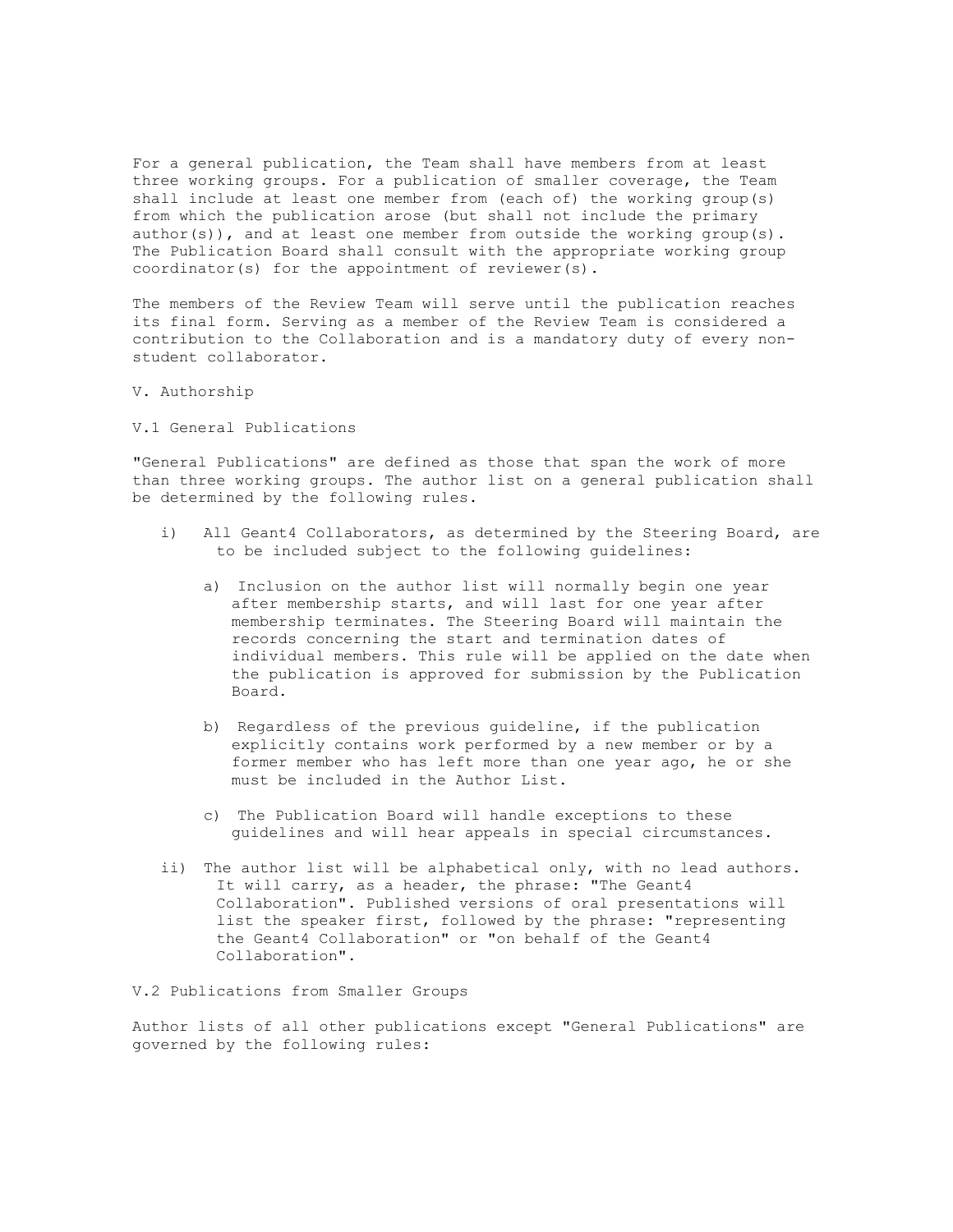For a general publication, the Team shall have members from at least three working groups. For a publication of smaller coverage, the Team shall include at least one member from (each of) the working group(s) from which the publication arose (but shall not include the primary author(s)), and at least one member from outside the working group(s). The Publication Board shall consult with the appropriate working group coordinator(s) for the appointment of reviewer(s).

The members of the Review Team will serve until the publication reaches its final form. Serving as a member of the Review Team is considered a contribution to the Collaboration and is a mandatory duty of every non-student collaborator.

## V. Authorship

### V.1 General Publications

"General Publications" are defined as those that span the work of more than three working groups. The author list on a general publication shall be determined by the following rules.

i) All Geant4 Collaborators, as determined by the Steering Board, are to be included subject to the following guidelines:

   a) Inclusion on the author list will normally begin one year after membership starts, and will last for one year after membership terminates. The Steering Board will maintain the records concerning the start and termination dates of individual members. This rule will be applied on the date when the publication is approved for submission by the Publication Board.

   b) Regardless of the previous guideline, if the publication explicitly contains work performed by a new member or by a former member who has left more than one year ago, he or she must be included in the Author List.

   c) The Publication Board will handle exceptions to these guidelines and will hear appeals in special circumstances.

ii) The author list will be alphabetical only, with no lead authors. It will carry, as a header, the phrase: "The Geant4 Collaboration". Published versions of oral presentations will list the speaker first, followed by the phrase: "representing the Geant4 Collaboration" or "on behalf of the Geant4 Collaboration".

### V.2 Publications from Smaller Groups

Author lists of all other publications except "General Publications" are governed by the following rules: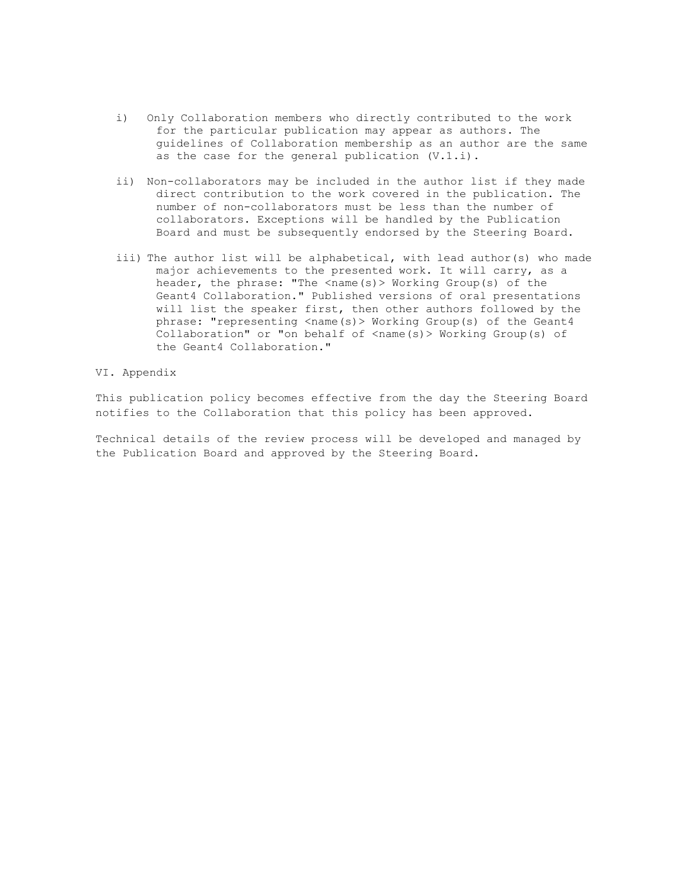i) Only Collaboration members who directly contributed to the work for the particular publication may appear as authors. The guidelines of Collaboration membership as an author are the same as the case for the general publication (V.1.i).

ii) Non-collaborators may be included in the author list if they made direct contribution to the work covered in the publication. The number of non-collaborators must be less than the number of collaborators. Exceptions will be handled by the Publication Board and must be subsequently endorsed by the Steering Board.

iii) The author list will be alphabetical, with lead author(s) who made major achievements to the presented work. It will carry, as a header, the phrase: "The <name(s)> Working Group(s) of the Geant4 Collaboration." Published versions of oral presentations will list the speaker first, then other authors followed by the phrase: "representing <name(s)> Working Group(s) of the Geant4 Collaboration" or "on behalf of <name(s)> Working Group(s) of the Geant4 Collaboration."

## VI. Appendix

This publication policy becomes effective from the day the Steering Board notifies to the Collaboration that this policy has been approved.

Technical details of the review process will be developed and managed by the Publication Board and approved by the Steering Board.